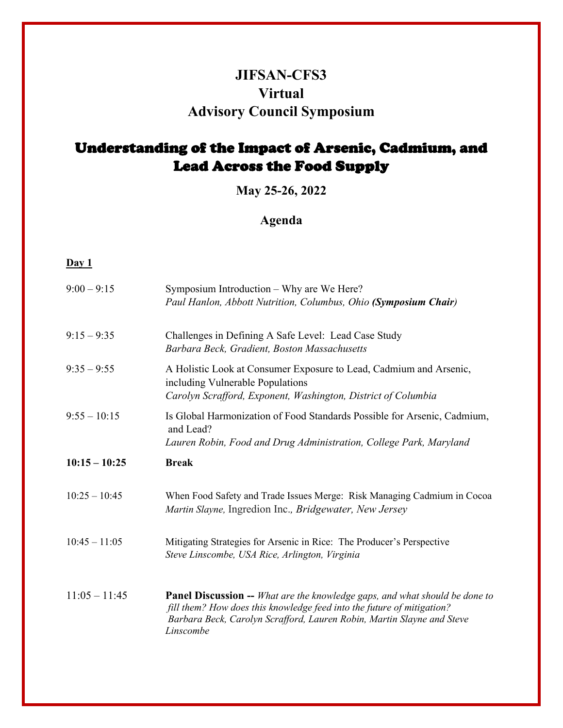# JIFSAN-CFS3
# Virtual
# Advisory Council Symposium

## Understanding of the Impact of Arsenic, Cadmium, and Lead Across the Food Supply

**May 25-26, 2022**

**Agenda**

**Day 1**

| | |
|---|---|
| 9:00 – 9:15 | Symposium Introduction – Why are We Here?<br>*Paul Hanlon, Abbott Nutrition, Columbus, Ohio* ***(Symposium Chair)*** |
| 9:15 – 9:35 | Challenges in Defining A Safe Level: Lead Case Study<br>*Barbara Beck, Gradient, Boston Massachusetts* |
| 9:35 – 9:55 | A Holistic Look at Consumer Exposure to Lead, Cadmium and Arsenic, including Vulnerable Populations<br>*Carolyn Scrafford, Exponent, Washington, District of Columbia* |
| 9:55 – 10:15 | Is Global Harmonization of Food Standards Possible for Arsenic, Cadmium, and Lead?<br>*Lauren Robin, Food and Drug Administration, College Park, Maryland* |
| **10:15 – 10:25** | **Break** |
| 10:25 – 10:45 | When Food Safety and Trade Issues Merge: Risk Managing Cadmium in Cocoa<br>*Martin Slayne,* Ingredion Inc.*, Bridgewater, New Jersey* |
| 10:45 – 11:05 | Mitigating Strategies for Arsenic in Rice: The Producer's Perspective<br>*Steve Linscombe, USA Rice, Arlington, Virginia* |
| 11:05 – 11:45 | **Panel Discussion --** *What are the knowledge gaps, and what should be done to fill them? How does this knowledge feed into the future of mitigation?*<br>*Barbara Beck, Carolyn Scrafford, Lauren Robin, Martin Slayne and Steve Linscombe* |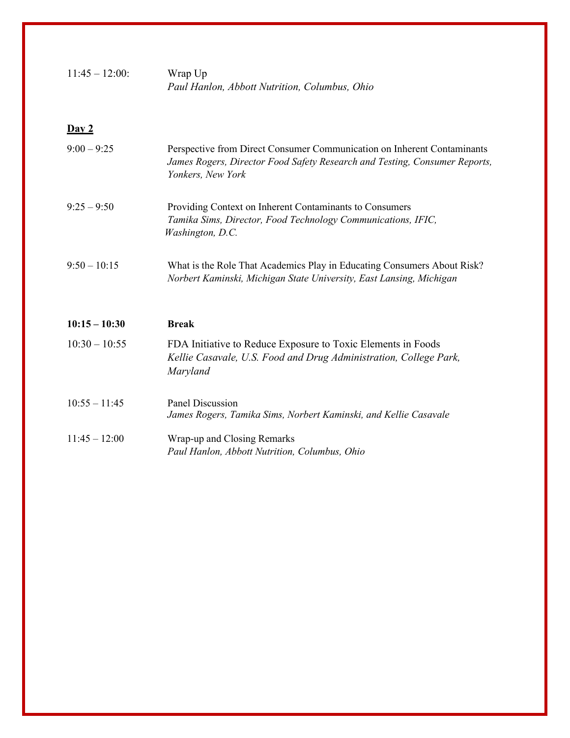11:45 – 12:00: Wrap Up
*Paul Hanlon, Abbott Nutrition, Columbus, Ohio*

**Day 2**

9:00 – 9:25 Perspective from Direct Consumer Communication on Inherent Contaminants
*James Rogers, Director Food Safety Research and Testing, Consumer Reports, Yonkers, New York*

9:25 – 9:50 Providing Context on Inherent Contaminants to Consumers
*Tamika Sims, Director, Food Technology Communications, IFIC, Washington, D.C.*

9:50 – 10:15 What is the Role That Academics Play in Educating Consumers About Risk?
*Norbert Kaminski, Michigan State University, East Lansing, Michigan*

**10:15 – 10:30 Break**

10:30 – 10:55 FDA Initiative to Reduce Exposure to Toxic Elements in Foods
*Kellie Casavale, U.S. Food and Drug Administration, College Park, Maryland*

10:55 – 11:45 Panel Discussion
*James Rogers, Tamika Sims, Norbert Kaminski, and Kellie Casavale*

11:45 – 12:00 Wrap-up and Closing Remarks
*Paul Hanlon, Abbott Nutrition, Columbus, Ohio*